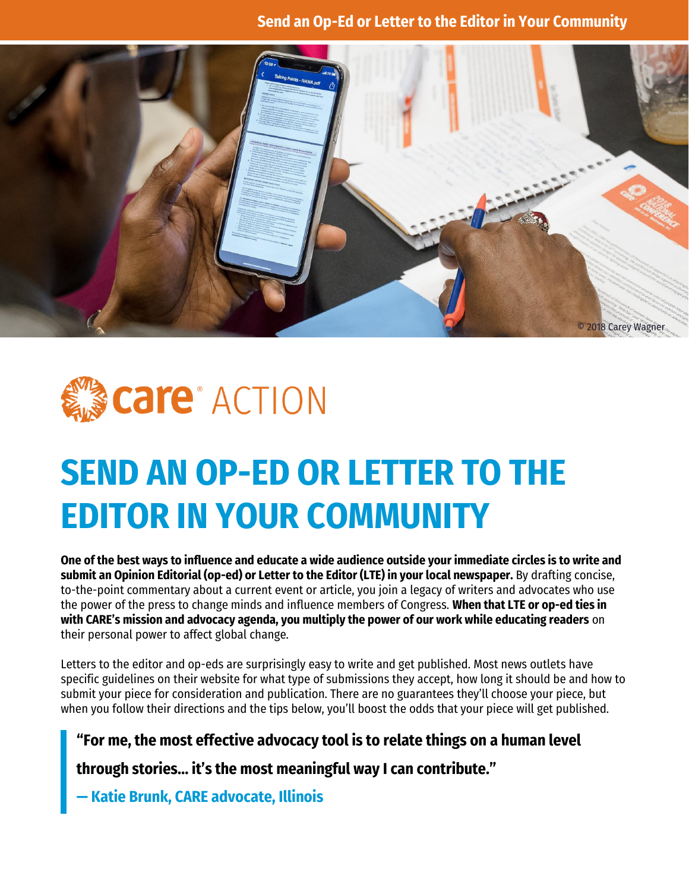# SEND AN OP-ED OR LETTER TO THE EDITOR IN YOUR COMMUNITY

**One of the best ways to influence and educate a wide audience outside your immediate circles is to write and submit an Opinion Editorial (op-ed) or Letter to the Editor (LTE) in your local newspaper.** By drafting concise, to-the-point commentary about a current event or article, you join a legacy of writers and advocates who use the power of the press to change minds and influence members of Congress. **When that LTE or op-ed ties in with CARE's mission and advocacy agenda, you multiply the power of our work while educating readers** on their personal power to affect global change.

Letters to the editor and op-eds are surprisingly easy to write and get published. Most news outlets have specific guidelines on their website for what type of submissions they accept, how long it should be and how to submit your piece for consideration and publication. There are no guarantees they'll choose your piece, but when you follow their directions and the tips below, you'll boost the odds that your piece will get published.

> **"For me, the most effective advocacy tool is to relate things on a human level through stories... it's the most meaningful way I can contribute."**
>
> **— Katie Brunk, CARE advocate, Illinois**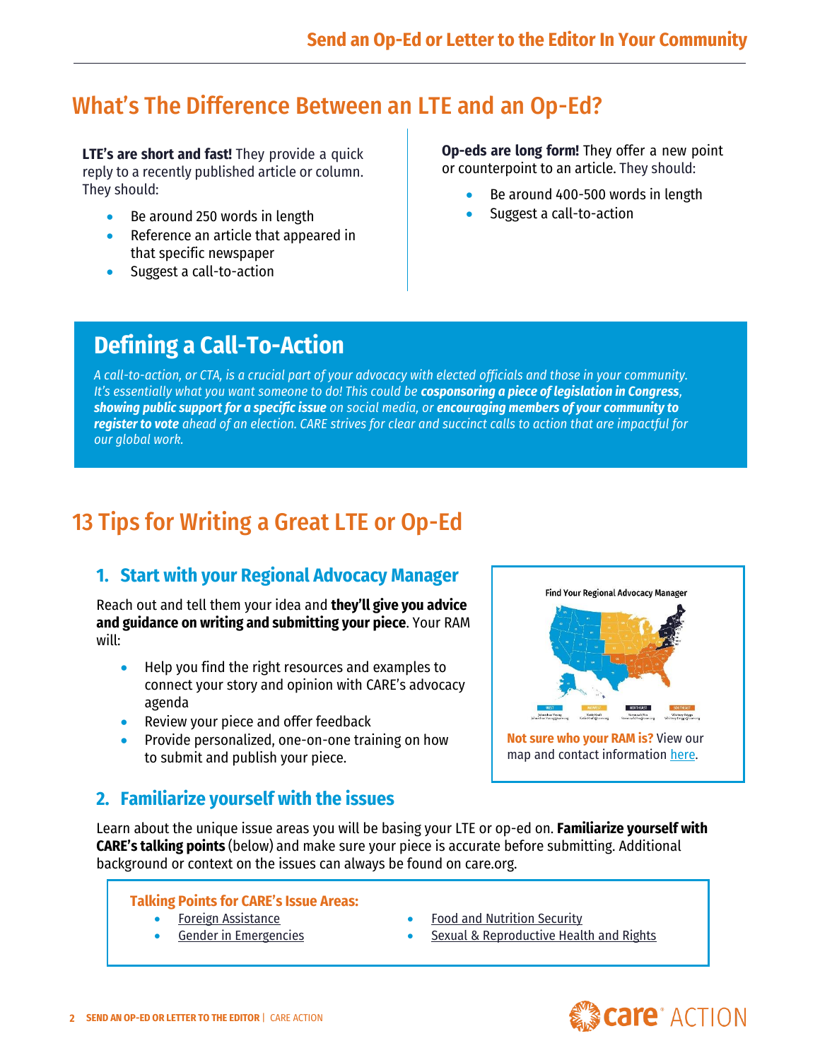## What's The Difference Between an LTE and an Op-Ed?

**LTE's are short and fast!** They provide a quick reply to a recently published article or column. They should:

- Be around 250 words in length
- Reference an article that appeared in that specific newspaper
- Suggest a call-to-action

**Op-eds are long form!** They offer a new point or counterpoint to an article. They should:

- Be around 400-500 words in length
- Suggest a call-to-action

## Defining a Call-To-Action

*A call-to-action, or CTA, is a crucial part of your advocacy with elected officials and those in your community. It's essentially what you want someone to do! This could be* ***cosponsoring a piece of legislation in Congress****,* ***showing public support for a specific issue*** *on social media, or* ***encouraging members of your community to register to vote*** *ahead of an election. CARE strives for clear and succinct calls to action that are impactful for our global work.*

## 13 Tips for Writing a Great LTE or Op-Ed

### 1. Start with your Regional Advocacy Manager

Reach out and tell them your idea and **they'll give you advice and guidance on writing and submitting your piece**. Your RAM will:

- Help you find the right resources and examples to connect your story and opinion with CARE's advocacy agenda
- Review your piece and offer feedback
- Provide personalized, one-on-one training on how to submit and publish your piece.

Find Your Regional Advocacy Manager

**Not sure who your RAM is?** View our map and contact information here.

### 2. Familiarize yourself with the issues

Learn about the unique issue areas you will be basing your LTE or op-ed on. **Familiarize yourself with CARE's talking points** (below) and make sure your piece is accurate before submitting. Additional background or context on the issues can always be found on care.org.

**Talking Points for CARE's Issue Areas:**

- Foreign Assistance
- Gender in Emergencies
- Food and Nutrition Security
- Sexual & Reproductive Health and Rights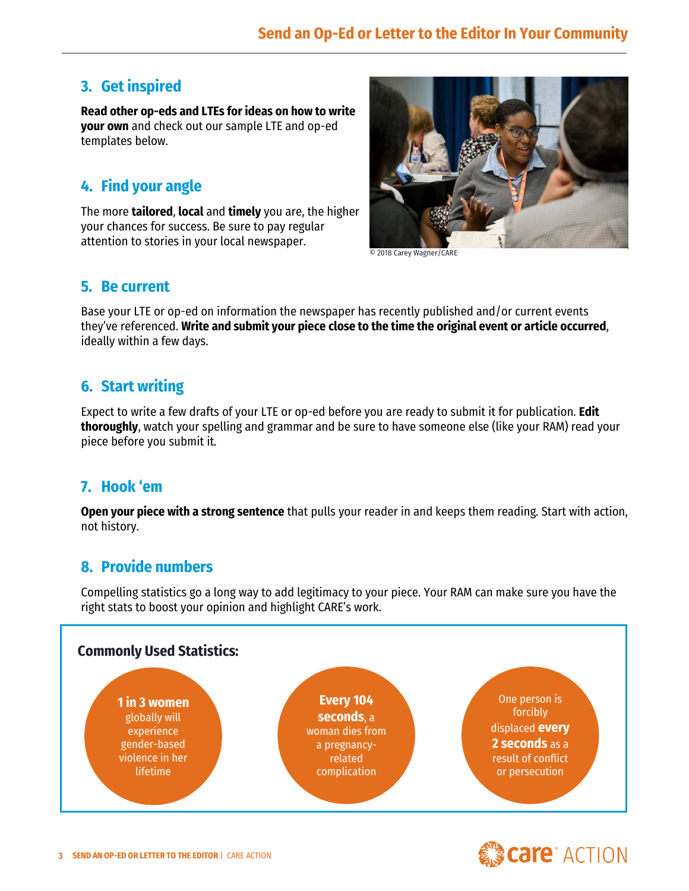## 3. Get inspired

**Read other op-eds and LTEs for ideas on how to write your own** and check out our sample LTE and op-ed templates below.

## 4. Find your angle

The more **tailored**, **local** and **timely** you are, the higher your chances for success. Be sure to pay regular attention to stories in your local newspaper.

© 2018 Carey Wagner/CARE

## 5. Be current

Base your LTE or op-ed on information the newspaper has recently published and/or current events they've referenced. **Write and submit your piece close to the time the original event or article occurred**, ideally within a few days.

## 6. Start writing

Expect to write a few drafts of your LTE or op-ed before you are ready to submit it for publication. **Edit thoroughly**, watch your spelling and grammar and be sure to have someone else (like your RAM) read your piece before you submit it.

## 7. Hook 'em

**Open your piece with a strong sentence** that pulls your reader in and keeps them reading. Start with action, not history.

## 8. Provide numbers

Compelling statistics go a long way to add legitimacy to your piece. Your RAM can make sure you have the right stats to boost your opinion and highlight CARE's work.

### Commonly Used Statistics:

- **1 in 3 women** globally will experience gender-based violence in her lifetime
- **Every 104 seconds**, a woman dies from a pregnancy-related complication
- One person is forcibly displaced **every 2 seconds** as a result of conflict or persecution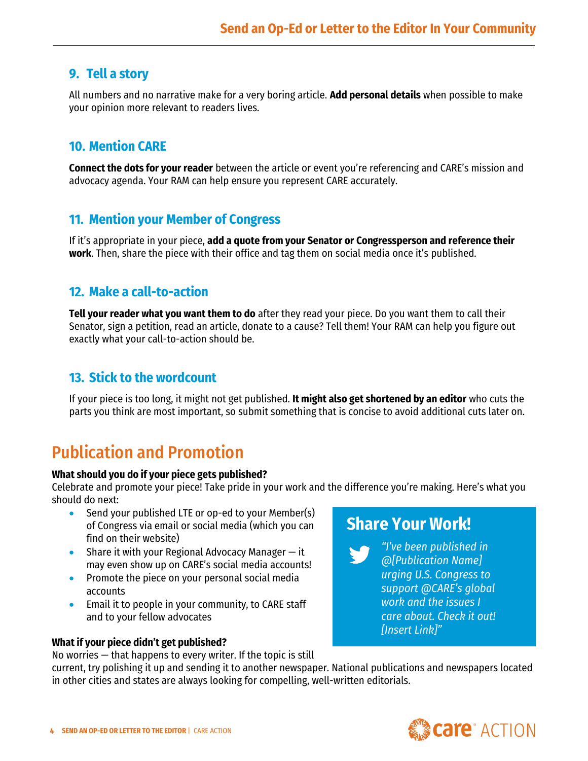### 9. Tell a story

All numbers and no narrative make for a very boring article. **Add personal details** when possible to make your opinion more relevant to readers lives.

### 10. Mention CARE

**Connect the dots for your reader** between the article or event you're referencing and CARE's mission and advocacy agenda. Your RAM can help ensure you represent CARE accurately.

### 11. Mention your Member of Congress

If it's appropriate in your piece, **add a quote from your Senator or Congressperson and reference their work**. Then, share the piece with their office and tag them on social media once it's published.

### 12. Make a call-to-action

**Tell your reader what you want them to do** after they read your piece. Do you want them to call their Senator, sign a petition, read an article, donate to a cause? Tell them! Your RAM can help you figure out exactly what your call-to-action should be.

### 13. Stick to the wordcount

If your piece is too long, it might not get published. **It might also get shortened by an editor** who cuts the parts you think are most important, so submit something that is concise to avoid additional cuts later on.

## Publication and Promotion

**What should you do if your piece gets published?**
Celebrate and promote your piece! Take pride in your work and the difference you're making. Here's what you should do next:

- Send your published LTE or op-ed to your Member(s) of Congress via email or social media (which you can find on their website)
- Share it with your Regional Advocacy Manager — it may even show up on CARE's social media accounts!
- Promote the piece on your personal social media accounts
- Email it to people in your community, to CARE staff and to your fellow advocates

**What if your piece didn't get published?**
No worries — that happens to every writer. If the topic is still current, try polishing it up and sending it to another newspaper. National publications and newspapers located in other cities and states are always looking for compelling, well-written editorials.

### Share Your Work!

*"I've been published in @[Publication Name] urging U.S. Congress to support @CARE's global work and the issues I care about. Check it out! [Insert Link]"*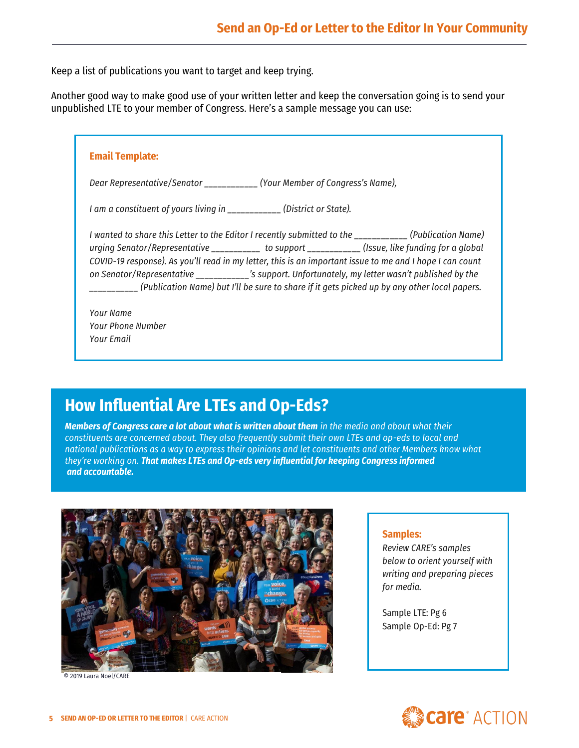Keep a list of publications you want to target and keep trying.

Another good way to make good use of your written letter and keep the conversation going is to send your unpublished LTE to your member of Congress. Here's a sample message you can use:

**Email Template:**

*Dear Representative/Senator ___________ (Your Member of Congress's Name),*

*I am a constituent of yours living in ___________ (District or State).*

*I wanted to share this Letter to the Editor I recently submitted to the ___________ (Publication Name) urging Senator/Representative __________ to support ___________ (Issue, like funding for a global COVID-19 response). As you'll read in my letter, this is an important issue to me and I hope I can count on Senator/Representative ___________'s support. Unfortunately, my letter wasn't published by the __________ (Publication Name) but I'll be sure to share if it gets picked up by any other local papers.*

*Your Name*
*Your Phone Number*
*Your Email*

## How Influential Are LTEs and Op-Eds?

***Members of Congress care a lot about what is written about them*** *in the media and about what their constituents are concerned about. They also frequently submit their own LTEs and op-eds to local and national publications as a way to express their opinions and let constituents and other Members know what they're working on.* ***That makes LTEs and Op-eds very influential for keeping Congress informed and accountable.***

© 2019 Laura Noel/CARE

**Samples:**

*Review CARE's samples below to orient yourself with writing and preparing pieces for media.*

Sample LTE: Pg 6
Sample Op-Ed: Pg 7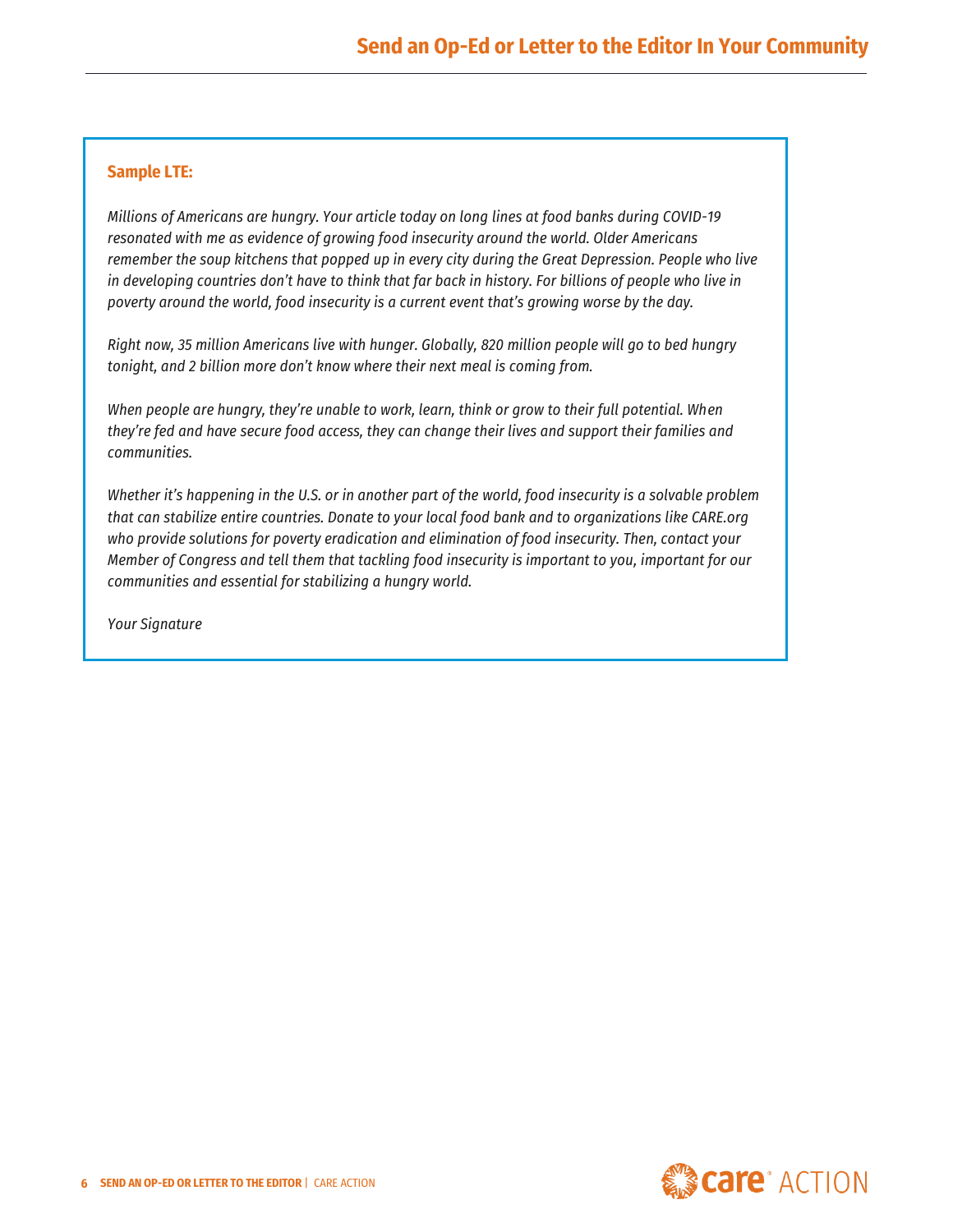**Sample LTE:**

*Millions of Americans are hungry. Your article today on long lines at food banks during COVID-19 resonated with me as evidence of growing food insecurity around the world. Older Americans remember the soup kitchens that popped up in every city during the Great Depression. People who live in developing countries don't have to think that far back in history. For billions of people who live in poverty around the world, food insecurity is a current event that's growing worse by the day.*

*Right now, 35 million Americans live with hunger. Globally, 820 million people will go to bed hungry tonight, and 2 billion more don't know where their next meal is coming from.*

*When people are hungry, they're unable to work, learn, think or grow to their full potential. When they're fed and have secure food access, they can change their lives and support their families and communities.*

*Whether it's happening in the U.S. or in another part of the world, food insecurity is a solvable problem that can stabilize entire countries. Donate to your local food bank and to organizations like CARE.org who provide solutions for poverty eradication and elimination of food insecurity. Then, contact your Member of Congress and tell them that tackling food insecurity is important to you, important for our communities and essential for stabilizing a hungry world.*

*Your Signature*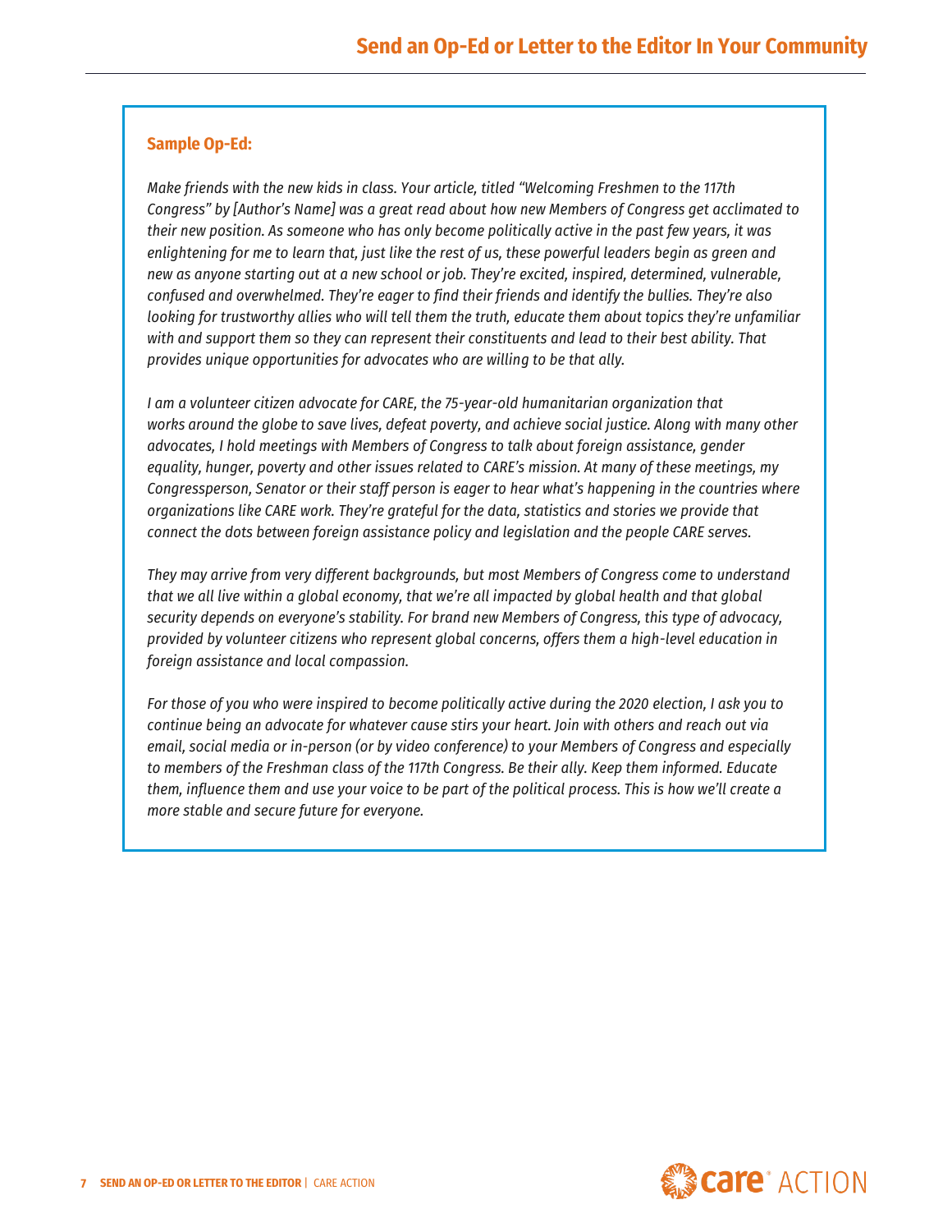**Sample Op-Ed:**

*Make friends with the new kids in class. Your article, titled "Welcoming Freshmen to the 117th Congress" by [Author's Name] was a great read about how new Members of Congress get acclimated to their new position. As someone who has only become politically active in the past few years, it was enlightening for me to learn that, just like the rest of us, these powerful leaders begin as green and new as anyone starting out at a new school or job. They're excited, inspired, determined, vulnerable, confused and overwhelmed. They're eager to find their friends and identify the bullies. They're also looking for trustworthy allies who will tell them the truth, educate them about topics they're unfamiliar with and support them so they can represent their constituents and lead to their best ability. That provides unique opportunities for advocates who are willing to be that ally.*

*I am a volunteer citizen advocate for CARE, the 75-year-old humanitarian organization that works around the globe to save lives, defeat poverty, and achieve social justice. Along with many other advocates, I hold meetings with Members of Congress to talk about foreign assistance, gender equality, hunger, poverty and other issues related to CARE's mission. At many of these meetings, my Congressperson, Senator or their staff person is eager to hear what's happening in the countries where organizations like CARE work. They're grateful for the data, statistics and stories we provide that connect the dots between foreign assistance policy and legislation and the people CARE serves.*

*They may arrive from very different backgrounds, but most Members of Congress come to understand that we all live within a global economy, that we're all impacted by global health and that global security depends on everyone's stability. For brand new Members of Congress, this type of advocacy, provided by volunteer citizens who represent global concerns, offers them a high-level education in foreign assistance and local compassion.*

*For those of you who were inspired to become politically active during the 2020 election, I ask you to continue being an advocate for whatever cause stirs your heart. Join with others and reach out via email, social media or in-person (or by video conference) to your Members of Congress and especially to members of the Freshman class of the 117th Congress. Be their ally. Keep them informed. Educate them, influence them and use your voice to be part of the political process. This is how we'll create a more stable and secure future for everyone.*